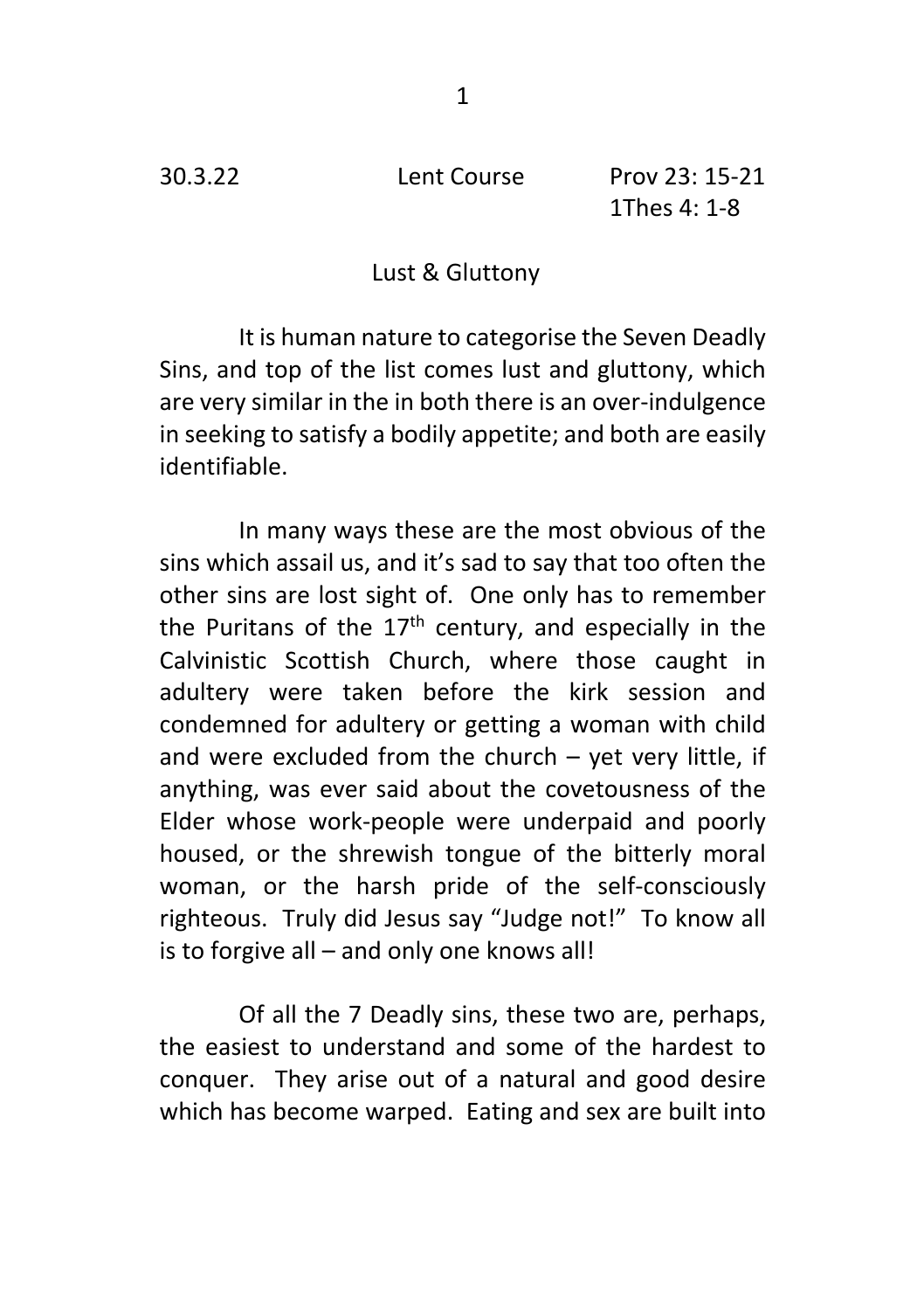30.3.22 Lent Course Prov 23: 15-21
1Thes 4: 1-8

## Lust & Gluttony

It is human nature to categorise the Seven Deadly Sins, and top of the list comes lust and gluttony, which are very similar in the in both there is an over-indulgence in seeking to satisfy a bodily appetite; and both are easily identifiable.

In many ways these are the most obvious of the sins which assail us, and it's sad to say that too often the other sins are lost sight of. One only has to remember the Puritans of the 17th century, and especially in the Calvinistic Scottish Church, where those caught in adultery were taken before the kirk session and condemned for adultery or getting a woman with child and were excluded from the church – yet very little, if anything, was ever said about the covetousness of the Elder whose work-people were underpaid and poorly housed, or the shrewish tongue of the bitterly moral woman, or the harsh pride of the self-consciously righteous. Truly did Jesus say "Judge not!" To know all is to forgive all – and only one knows all!

Of all the 7 Deadly sins, these two are, perhaps, the easiest to understand and some of the hardest to conquer. They arise out of a natural and good desire which has become warped. Eating and sex are built into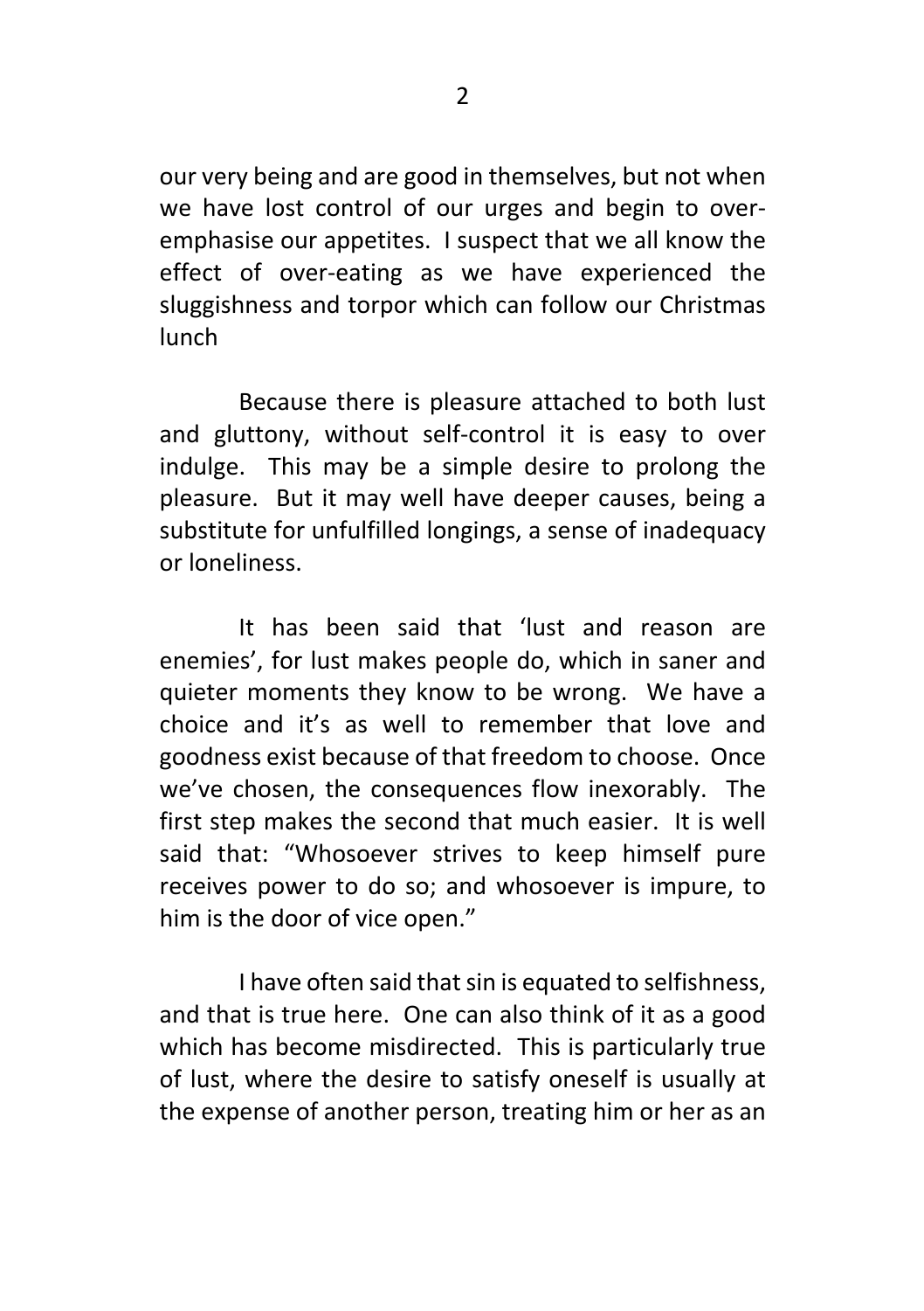our very being and are good in themselves, but not when we have lost control of our urges and begin to over-emphasise our appetites. I suspect that we all know the effect of over-eating as we have experienced the sluggishness and torpor which can follow our Christmas lunch

Because there is pleasure attached to both lust and gluttony, without self-control it is easy to over indulge. This may be a simple desire to prolong the pleasure. But it may well have deeper causes, being a substitute for unfulfilled longings, a sense of inadequacy or loneliness.

It has been said that 'lust and reason are enemies', for lust makes people do, which in saner and quieter moments they know to be wrong. We have a choice and it's as well to remember that love and goodness exist because of that freedom to choose. Once we've chosen, the consequences flow inexorably. The first step makes the second that much easier. It is well said that: "Whosoever strives to keep himself pure receives power to do so; and whosoever is impure, to him is the door of vice open."

I have often said that sin is equated to selfishness, and that is true here. One can also think of it as a good which has become misdirected. This is particularly true of lust, where the desire to satisfy oneself is usually at the expense of another person, treating him or her as an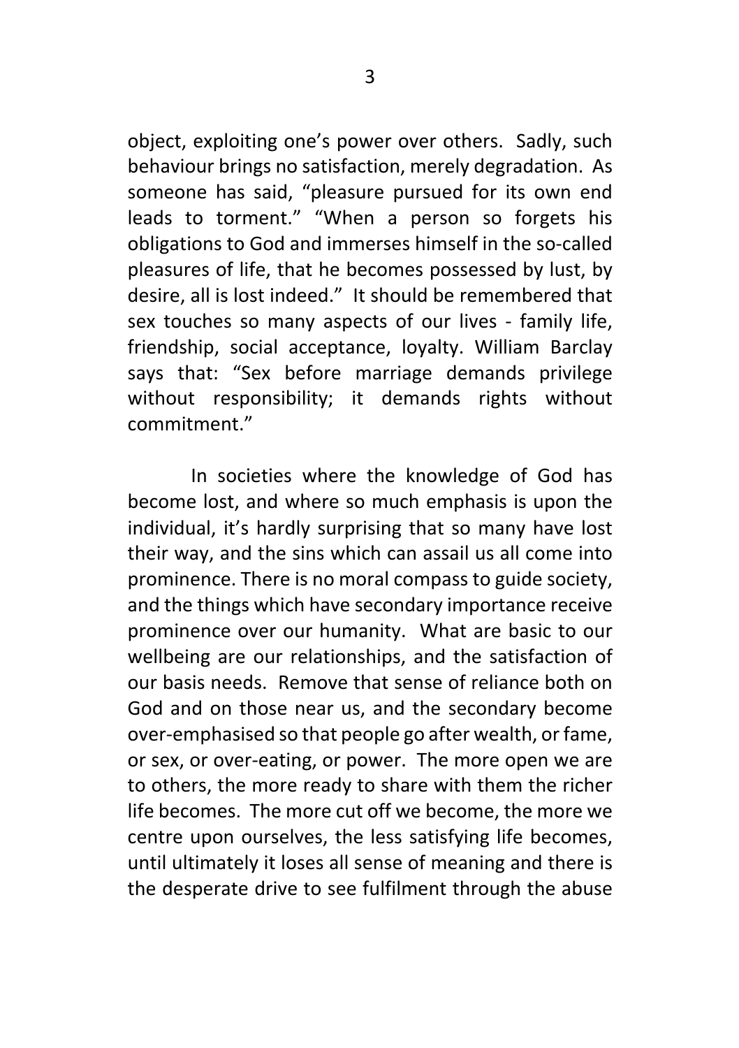object, exploiting one's power over others. Sadly, such behaviour brings no satisfaction, merely degradation. As someone has said, "pleasure pursued for its own end leads to torment." "When a person so forgets his obligations to God and immerses himself in the so-called pleasures of life, that he becomes possessed by lust, by desire, all is lost indeed." It should be remembered that sex touches so many aspects of our lives - family life, friendship, social acceptance, loyalty. William Barclay says that: "Sex before marriage demands privilege without responsibility; it demands rights without commitment."

In societies where the knowledge of God has become lost, and where so much emphasis is upon the individual, it's hardly surprising that so many have lost their way, and the sins which can assail us all come into prominence. There is no moral compass to guide society, and the things which have secondary importance receive prominence over our humanity. What are basic to our wellbeing are our relationships, and the satisfaction of our basis needs. Remove that sense of reliance both on God and on those near us, and the secondary become over-emphasised so that people go after wealth, or fame, or sex, or over-eating, or power. The more open we are to others, the more ready to share with them the richer life becomes. The more cut off we become, the more we centre upon ourselves, the less satisfying life becomes, until ultimately it loses all sense of meaning and there is the desperate drive to see fulfilment through the abuse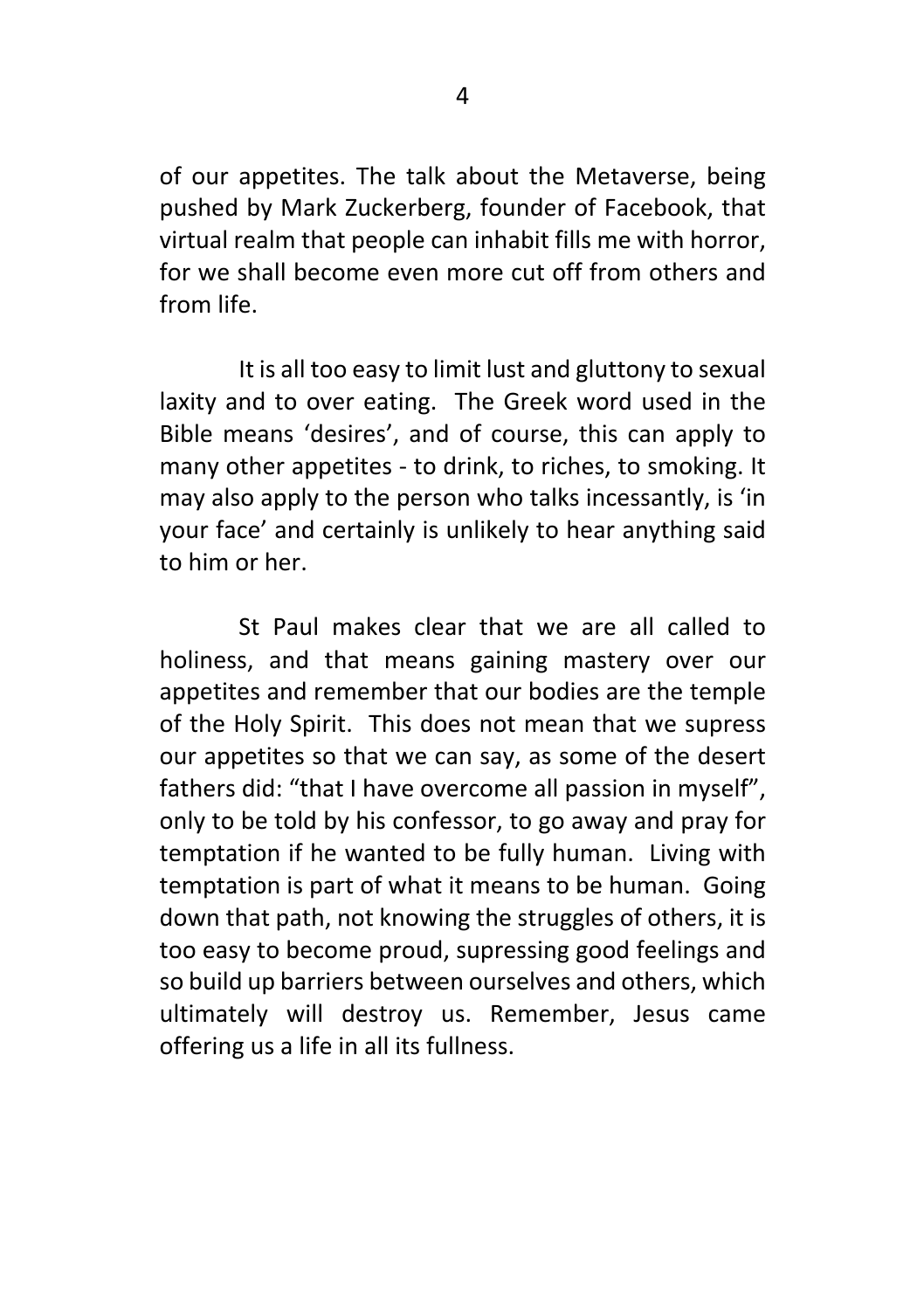of our appetites. The talk about the Metaverse, being pushed by Mark Zuckerberg, founder of Facebook, that virtual realm that people can inhabit fills me with horror, for we shall become even more cut off from others and from life.

It is all too easy to limit lust and gluttony to sexual laxity and to over eating. The Greek word used in the Bible means 'desires', and of course, this can apply to many other appetites - to drink, to riches, to smoking. It may also apply to the person who talks incessantly, is 'in your face' and certainly is unlikely to hear anything said to him or her.

St Paul makes clear that we are all called to holiness, and that means gaining mastery over our appetites and remember that our bodies are the temple of the Holy Spirit. This does not mean that we supress our appetites so that we can say, as some of the desert fathers did: "that I have overcome all passion in myself", only to be told by his confessor, to go away and pray for temptation if he wanted to be fully human. Living with temptation is part of what it means to be human. Going down that path, not knowing the struggles of others, it is too easy to become proud, supressing good feelings and so build up barriers between ourselves and others, which ultimately will destroy us. Remember, Jesus came offering us a life in all its fullness.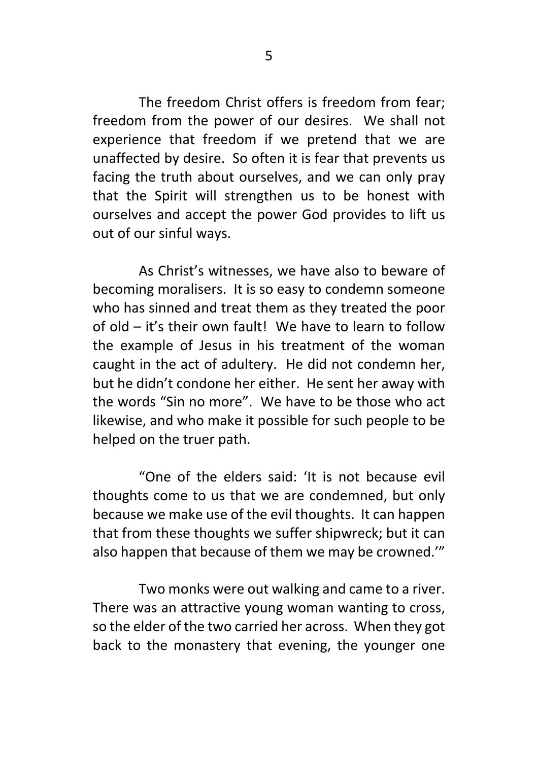The freedom Christ offers is freedom from fear; freedom from the power of our desires. We shall not experience that freedom if we pretend that we are unaffected by desire. So often it is fear that prevents us facing the truth about ourselves, and we can only pray that the Spirit will strengthen us to be honest with ourselves and accept the power God provides to lift us out of our sinful ways.

As Christ's witnesses, we have also to beware of becoming moralisers. It is so easy to condemn someone who has sinned and treat them as they treated the poor of old – it's their own fault! We have to learn to follow the example of Jesus in his treatment of the woman caught in the act of adultery. He did not condemn her, but he didn't condone her either. He sent her away with the words "Sin no more". We have to be those who act likewise, and who make it possible for such people to be helped on the truer path.

"One of the elders said: 'It is not because evil thoughts come to us that we are condemned, but only because we make use of the evil thoughts. It can happen that from these thoughts we suffer shipwreck; but it can also happen that because of them we may be crowned.'"

Two monks were out walking and came to a river. There was an attractive young woman wanting to cross, so the elder of the two carried her across. When they got back to the monastery that evening, the younger one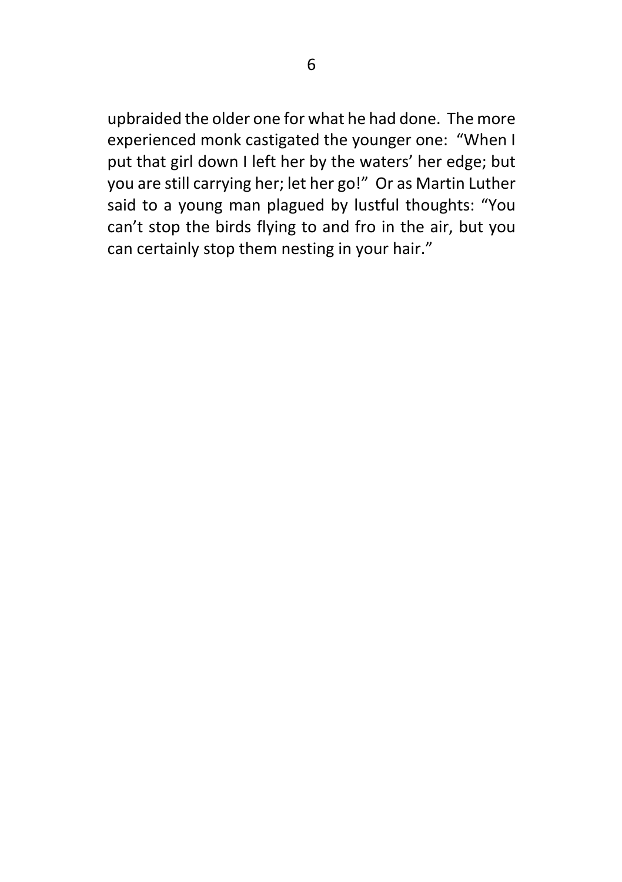upbraided the older one for what he had done. The more experienced monk castigated the younger one: "When I put that girl down I left her by the waters' her edge; but you are still carrying her; let her go!" Or as Martin Luther said to a young man plagued by lustful thoughts: "You can't stop the birds flying to and fro in the air, but you can certainly stop them nesting in your hair."